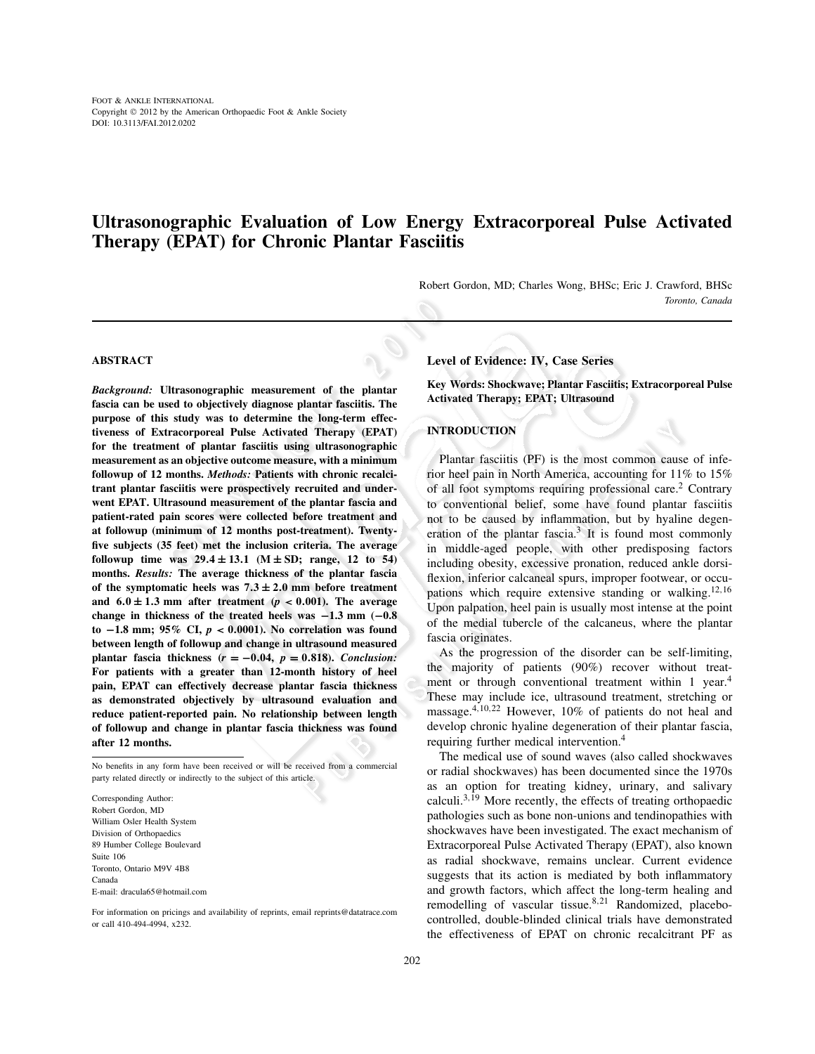FOOT & ANKLE INTERNATIONAL
Copyright © 2012 by the American Orthopaedic Foot & Ankle Society
DOI: 10.3113/FAI.2012.0202

# Ultrasonographic Evaluation of Low Energy Extracorporeal Pulse Activated Therapy (EPAT) for Chronic Plantar Fasciitis

Robert Gordon, MD; Charles Wong, BHSc; Eric J. Crawford, BHSc
*Toronto, Canada*

## ABSTRACT

*Background:* **Ultrasonographic measurement of the plantar fascia can be used to objectively diagnose plantar fasciitis. The purpose of this study was to determine the long-term effectiveness of Extracorporeal Pulse Activated Therapy (EPAT) for the treatment of plantar fasciitis using ultrasonographic measurement as an objective outcome measure, with a minimum followup of 12 months.** *Methods:* **Patients with chronic recalcitrant plantar fasciitis were prospectively recruited and underwent EPAT. Ultrasound measurement of the plantar fascia and patient-rated pain scores were collected before treatment and at followup (minimum of 12 months post-treatment). Twenty-five subjects (35 feet) met the inclusion criteria. The average followup time was $29.4 \pm 13.1$ ($M \pm SD$; range, 12 to 54) months.** *Results:* **The average thickness of the plantar fascia of the symptomatic heels was $7.3 \pm 2.0$ mm before treatment and $6.0 \pm 1.3$ mm after treatment ($p < 0.001$). The average change in thickness of the treated heels was $-1.3$ mm ($-0.8$ to $-1.8$ mm; 95% CI, $p < 0.0001$). No correlation was found between length of followup and change in ultrasound measured plantar fascia thickness ($r = -0.04$, $p = 0.818$).** *Conclusion:* **For patients with a greater than 12-month history of heel pain, EPAT can effectively decrease plantar fascia thickness as demonstrated objectively by ultrasound evaluation and reduce patient-reported pain. No relationship between length of followup and change in plantar fascia thickness was found after 12 months.**

No benefits in any form have been received or will be received from a commercial party related directly or indirectly to the subject of this article.

Corresponding Author:
Robert Gordon, MD
William Osler Health System
Division of Orthopaedics
89 Humber College Boulevard
Suite 106
Toronto, Ontario M9V 4B8
Canada
E-mail: dracula65@hotmail.com

For information on pricings and availability of reprints, email reprints@datatrace.com or call 410-494-4994, x232.

**Level of Evidence: IV, Case Series**

**Key Words: Shockwave; Plantar Fasciitis; Extracorporeal Pulse Activated Therapy; EPAT; Ultrasound**

## INTRODUCTION

Plantar fasciitis (PF) is the most common cause of inferior heel pain in North America, accounting for 11% to 15% of all foot symptoms requiring professional care.[2] Contrary to conventional belief, some have found plantar fasciitis not to be caused by inflammation, but by hyaline degeneration of the plantar fascia.[3] It is found most commonly in middle-aged people, with other predisposing factors including obesity, excessive pronation, reduced ankle dorsiflexion, inferior calcaneal spurs, improper footwear, or occupations which require extensive standing or walking.[12,16] Upon palpation, heel pain is usually most intense at the point of the medial tubercle of the calcaneus, where the plantar fascia originates.

As the progression of the disorder can be self-limiting, the majority of patients (90%) recover without treatment or through conventional treatment within 1 year.[4] These may include ice, ultrasound treatment, stretching or massage.[4,10,22] However, 10% of patients do not heal and develop chronic hyaline degeneration of their plantar fascia, requiring further medical intervention.[4]

The medical use of sound waves (also called shockwaves or radial shockwaves) has been documented since the 1970s as an option for treating kidney, urinary, and salivary calculi.[3,19] More recently, the effects of treating orthopaedic pathologies such as bone non-unions and tendinopathies with shockwaves have been investigated. The exact mechanism of Extracorporeal Pulse Activated Therapy (EPAT), also known as radial shockwave, remains unclear. Current evidence suggests that its action is mediated by both inflammatory and growth factors, which affect the long-term healing and remodelling of vascular tissue.[8,21] Randomized, placebo-controlled, double-blinded clinical trials have demonstrated the effectiveness of EPAT on chronic recalcitrant PF as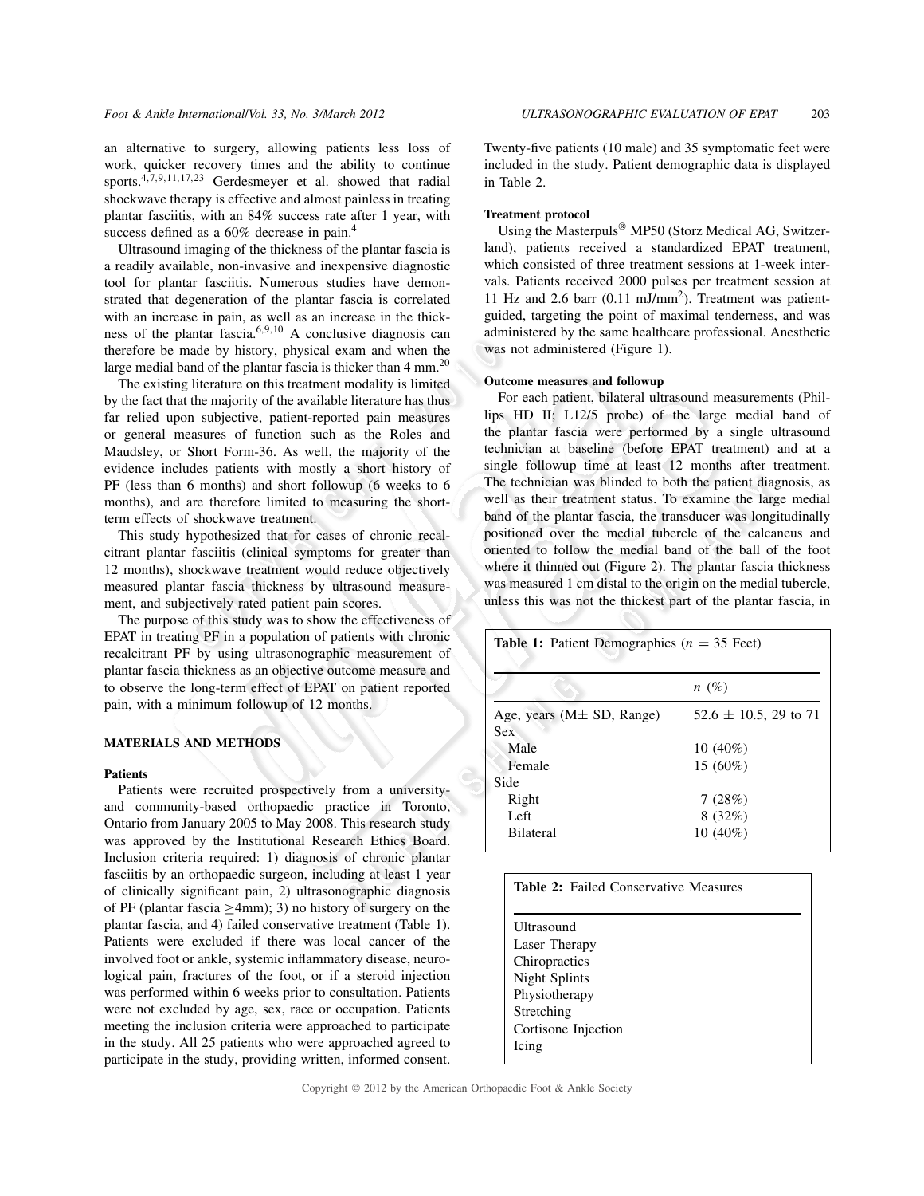an alternative to surgery, allowing patients less loss of work, quicker recovery times and the ability to continue sports.[4,7,9,11,17,23] Gerdesmeyer et al. showed that radial shockwave therapy is effective and almost painless in treating plantar fasciitis, with an 84% success rate after 1 year, with success defined as a 60% decrease in pain.[4]

Ultrasound imaging of the thickness of the plantar fascia is a readily available, non-invasive and inexpensive diagnostic tool for plantar fasciitis. Numerous studies have demonstrated that degeneration of the plantar fascia is correlated with an increase in pain, as well as an increase in the thickness of the plantar fascia.[6,9,10] A conclusive diagnosis can therefore be made by history, physical exam and when the large medial band of the plantar fascia is thicker than 4 mm.[20]

The existing literature on this treatment modality is limited by the fact that the majority of the available literature has thus far relied upon subjective, patient-reported pain measures or general measures of function such as the Roles and Maudsley, or Short Form-36. As well, the majority of the evidence includes patients with mostly a short history of PF (less than 6 months) and short followup (6 weeks to 6 months), and are therefore limited to measuring the short-term effects of shockwave treatment.

This study hypothesized that for cases of chronic recalcitrant plantar fasciitis (clinical symptoms for greater than 12 months), shockwave treatment would reduce objectively measured plantar fascia thickness by ultrasound measurement, and subjectively rated patient pain scores.

The purpose of this study was to show the effectiveness of EPAT in treating PF in a population of patients with chronic recalcitrant PF by using ultrasonographic measurement of plantar fascia thickness as an objective outcome measure and to observe the long-term effect of EPAT on patient reported pain, with a minimum followup of 12 months.

## MATERIALS AND METHODS

### Patients

Patients were recruited prospectively from a university- and community-based orthopaedic practice in Toronto, Ontario from January 2005 to May 2008. This research study was approved by the Institutional Research Ethics Board. Inclusion criteria required: 1) diagnosis of chronic plantar fasciitis by an orthopaedic surgeon, including at least 1 year of clinically significant pain, 2) ultrasonographic diagnosis of PF (plantar fascia ≥4mm); 3) no history of surgery on the plantar fascia, and 4) failed conservative treatment (Table 1). Patients were excluded if there was local cancer of the involved foot or ankle, systemic inflammatory disease, neurological pain, fractures of the foot, or if a steroid injection was performed within 6 weeks prior to consultation. Patients were not excluded by age, sex, race or occupation. Patients meeting the inclusion criteria were approached to participate in the study. All 25 patients who were approached agreed to participate in the study, providing written, informed consent. Twenty-five patients (10 male) and 35 symptomatic feet were included in the study. Patient demographic data is displayed in Table 2.

### Treatment protocol

Using the Masterpuls® MP50 (Storz Medical AG, Switzerland), patients received a standardized EPAT treatment, which consisted of three treatment sessions at 1-week intervals. Patients received 2000 pulses per treatment session at 11 Hz and 2.6 barr (0.11 mJ/mm$^2$). Treatment was patient-guided, targeting the point of maximal tenderness, and was administered by the same healthcare professional. Anesthetic was not administered (Figure 1).

### Outcome measures and followup

For each patient, bilateral ultrasound measurements (Phillips HD II; L12/5 probe) of the large medial band of the plantar fascia were performed by a single ultrasound technician at baseline (before EPAT treatment) and at a single followup time at least 12 months after treatment. The technician was blinded to both the patient diagnosis, as well as their treatment status. To examine the large medial band of the plantar fascia, the transducer was longitudinally positioned over the medial tubercle of the calcaneus and oriented to follow the medial band of the ball of the foot where it thinned out (Figure 2). The plantar fascia thickness was measured 1 cm distal to the origin on the medial tubercle, unless this was not the thickest part of the plantar fascia, in

**Table 1:** Patient Demographics ($n$ = 35 Feet)

| | $n$ (%) |
|---|---|
| Age, years (M± SD, Range) | 52.6 ± 10.5, 29 to 71 |
| Sex | |
| Male | 10 (40%) |
| Female | 15 (60%) |
| Side | |
| Right | 7 (28%) |
| Left | 8 (32%) |
| Bilateral | 10 (40%) |

**Table 2:** Failed Conservative Measures

| |
|---|
| Ultrasound |
| Laser Therapy |
| Chiropractics |
| Night Splints |
| Physiotherapy |
| Stretching |
| Cortisone Injection |
| Icing |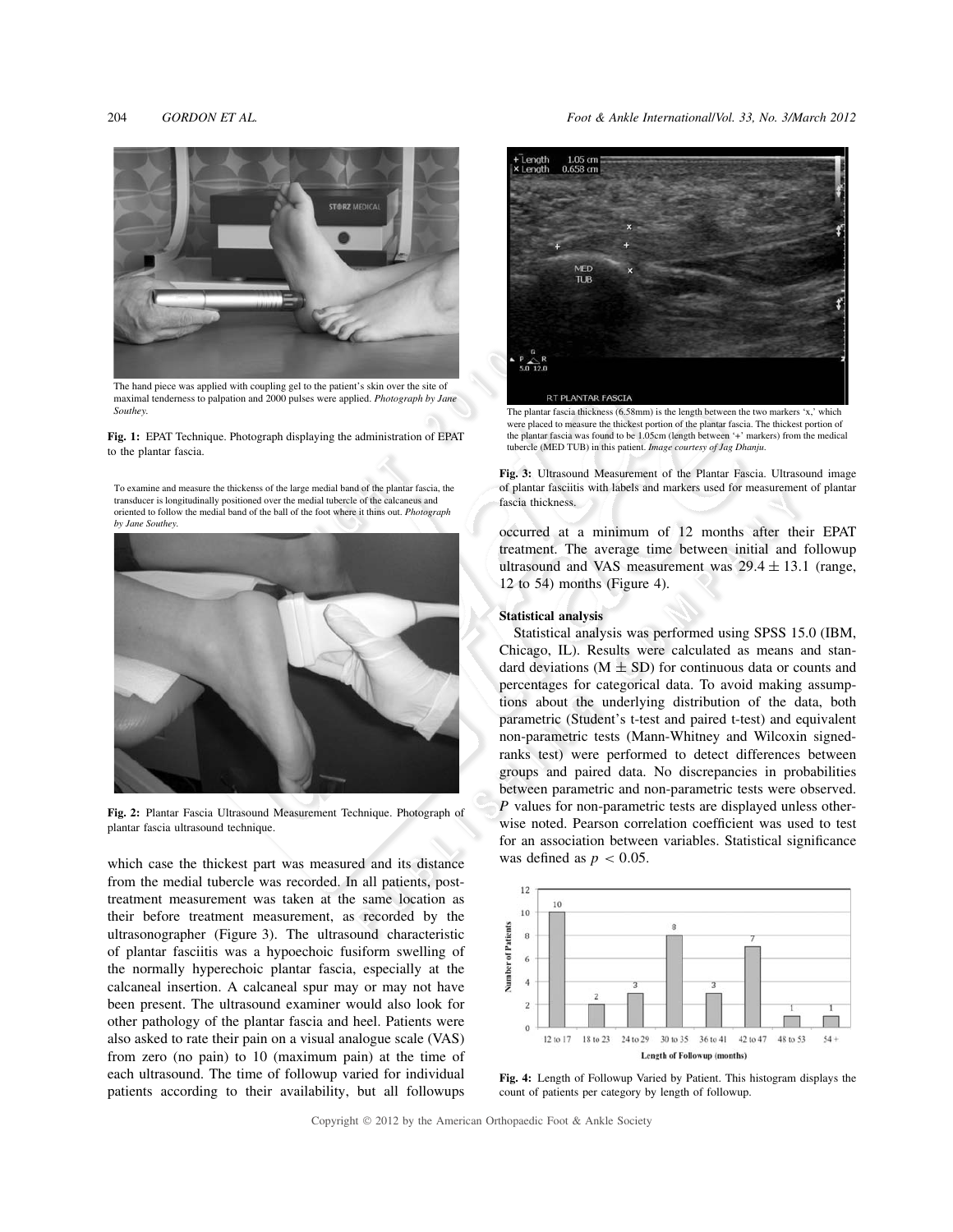The hand piece was applied with coupling gel to the patient's skin over the site of maximal tenderness to palpation and 2000 pulses were applied. *Photograph by Jane Southey.*

**Fig. 1:** EPAT Technique. Photograph displaying the administration of EPAT to the plantar fascia.

To examine and measure the thickenss of the large medial band of the plantar fascia, the transducer is longitudinally positioned over the medial tubercle of the calcaneus and oriented to follow the medial band of the ball of the foot where it thins out. *Photograph by Jane Southey.*

**Fig. 2:** Plantar Fascia Ultrasound Measurement Technique. Photograph of plantar fascia ultrasound technique.

which case the thickest part was measured and its distance from the medial tubercle was recorded. In all patients, post-treatment measurement was taken at the same location as their before treatment measurement, as recorded by the ultrasonographer (Figure 3). The ultrasound characteristic of plantar fasciitis was a hypoechoic fusiform swelling of the normally hyperechoic plantar fascia, especially at the calcaneal insertion. A calcaneal spur may or may not have been present. The ultrasound examiner would also look for other pathology of the plantar fascia and heel. Patients were also asked to rate their pain on a visual analogue scale (VAS) from zero (no pain) to 10 (maximum pain) at the time of each ultrasound. The time of followup varied for individual patients according to their availability, but all followups occurred at a minimum of 12 months after their EPAT treatment. The average time between initial and followup ultrasound and VAS measurement was $29.4 \pm 13.1$ (range, 12 to 54) months (Figure 4).

The plantar fascia thickness (6.58mm) is the length between the two markers 'x,' which were placed to measure the thickest portion of the plantar fascia. The thickest portion of the plantar fascia was found to be 1.05cm (length between '+' markers) from the medical tubercle (MED TUB) in this patient. *Image courtesy of Jag Dhanju.*

**Fig. 3:** Ultrasound Measurement of the Plantar Fascia. Ultrasound image of plantar fasciitis with labels and markers used for measurement of plantar fascia thickness.

### Statistical analysis

Statistical analysis was performed using SPSS 15.0 (IBM, Chicago, IL). Results were calculated as means and standard deviations ($M \pm SD$) for continuous data or counts and percentages for categorical data. To avoid making assumptions about the underlying distribution of the data, both parametric (Student's t-test and paired t-test) and equivalent non-parametric tests (Mann-Whitney and Wilcoxin signed-ranks test) were performed to detect differences between groups and paired data. No discrepancies in probabilities between parametric and non-parametric tests were observed. *P* values for non-parametric tests are displayed unless otherwise noted. Pearson correlation coefficient was used to test for an association between variables. Statistical significance was defined as $p < 0.05$.

**Fig. 4:** Length of Followup Varied by Patient. This histogram displays the count of patients per category by length of followup.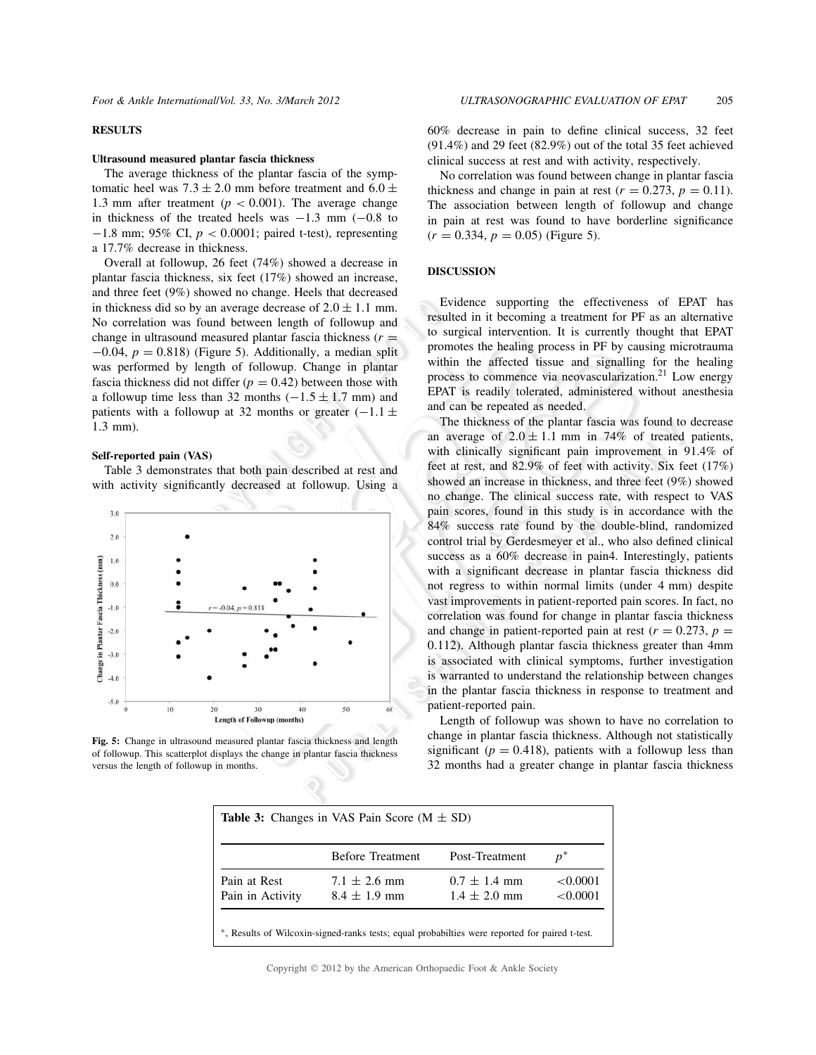## RESULTS

### Ultrasound measured plantar fascia thickness

The average thickness of the plantar fascia of the symptomatic heel was $7.3 \pm 2.0$ mm before treatment and $6.0 \pm 1.3$ mm after treatment ($p < 0.001$). The average change in thickness of the treated heels was $-1.3$ mm ($-0.8$ to $-1.8$ mm; 95% CI, $p < 0.0001$; paired t-test), representing a 17.7% decrease in thickness.

Overall at followup, 26 feet (74%) showed a decrease in plantar fascia thickness, six feet (17%) showed an increase, and three feet (9%) showed no change. Heels that decreased in thickness did so by an average decrease of $2.0 \pm 1.1$ mm. No correlation was found between length of followup and change in ultrasound measured plantar fascia thickness ($r = -0.04$, $p = 0.818$) (Figure 5). Additionally, a median split was performed by length of followup. Change in plantar fascia thickness did not differ ($p = 0.42$) between those with a followup time less than 32 months ($-1.5 \pm 1.7$ mm) and patients with a followup at 32 months or greater ($-1.1 \pm 1.3$ mm).

### Self-reported pain (VAS)

Table 3 demonstrates that both pain described at rest and with activity significantly decreased at followup. Using a 60% decrease in pain to define clinical success, 32 feet (91.4%) and 29 feet (82.9%) out of the total 35 feet achieved clinical success at rest and with activity, respectively.

No correlation was found between change in plantar fascia thickness and change in pain at rest ($r = 0.273$, $p = 0.11$). The association between length of followup and change in pain at rest was found to have borderline significance ($r = 0.334$, $p = 0.05$) (Figure 5).

**Fig. 5:** Change in ultrasound measured plantar fascia thickness and length of followup. This scatterplot displays the change in plantar fascia thickness versus the length of followup in months.

## DISCUSSION

Evidence supporting the effectiveness of EPAT has resulted in it becoming a treatment for PF as an alternative to surgical intervention. It is currently thought that EPAT promotes the healing process in PF by causing microtrauma within the affected tissue and signalling for the healing process to commence via neovascularization.[21] Low energy EPAT is readily tolerated, administered without anesthesia and can be repeated as needed.

The thickness of the plantar fascia was found to decrease an average of $2.0 \pm 1.1$ mm in 74% of treated patients, with clinically significant pain improvement in 91.4% of feet at rest, and 82.9% of feet with activity. Six feet (17%) showed an increase in thickness, and three feet (9%) showed no change. The clinical success rate, with respect to VAS pain scores, found in this study is in accordance with the 84% success rate found by the double-blind, randomized control trial by Gerdesmeyer et al., who also defined clinical success as a 60% decrease in pain4. Interestingly, patients with a significant decrease in plantar fascia thickness did not regress to within normal limits (under 4 mm) despite vast improvements in patient-reported pain scores. In fact, no correlation was found for change in plantar fascia thickness and change in patient-reported pain at rest ($r = 0.273$, $p = 0.112$). Although plantar fascia thickness greater than 4mm is associated with clinical symptoms, further investigation is warranted to understand the relationship between changes in the plantar fascia thickness in response to treatment and patient-reported pain.

Length of followup was shown to have no correlation to change in plantar fascia thickness. Although not statistically significant ($p = 0.418$), patients with a followup less than 32 months had a greater change in plantar fascia thickness

**Table 3:** Changes in VAS Pain Score (M ± SD)

| | Before Treatment | Post-Treatment | $p^*$ |
|---|---|---|---|
| Pain at Rest | $7.1 \pm 2.6$ mm | $0.7 \pm 1.4$ mm | <0.0001 |
| Pain in Activity | $8.4 \pm 1.9$ mm | $1.4 \pm 2.0$ mm | <0.0001 |

*, Results of Wilcoxin-signed-ranks tests; equal probabilties were reported for paired t-test.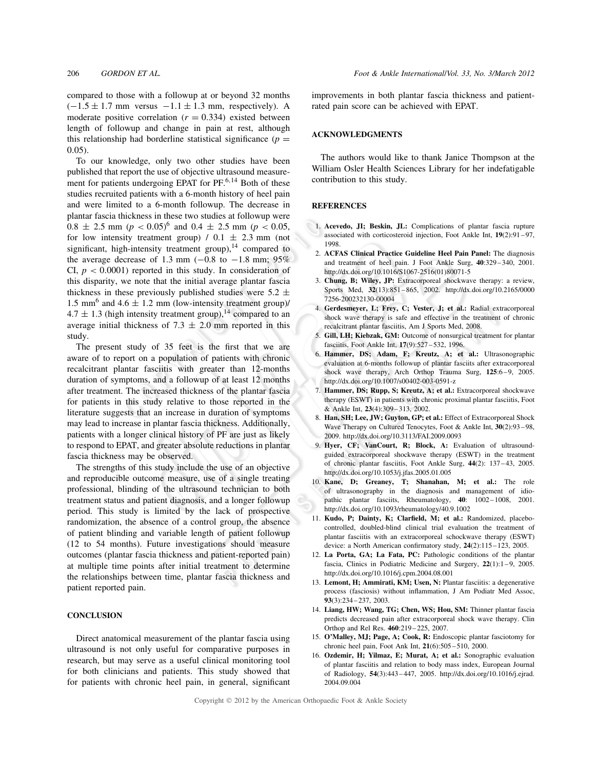compared to those with a followup at or beyond 32 months ($-1.5 \pm 1.7$ mm versus $-1.1 \pm 1.3$ mm, respectively). A moderate positive correlation ($r = 0.334$) existed between length of followup and change in pain at rest, although this relationship had borderline statistical significance ($p = 0.05$).

To our knowledge, only two other studies have been published that report the use of objective ultrasound measurement for patients undergoing EPAT for PF.[6,14] Both of these studies recruited patients with a 6-month history of heel pain and were limited to a 6-month followup. The decrease in plantar fascia thickness in these two studies at followup were $0.8 \pm 2.5$ mm ($p < 0.05$)[6] and $0.4 \pm 2.5$ mm ($p < 0.05$, for low intensity treatment group) / $0.1 \pm 2.3$ mm (not significant, high-intensity treatment group),[14] compared to the average decrease of 1.3 mm ($-0.8$ to $-1.8$ mm; 95% CI, $p < 0.0001$) reported in this study. In consideration of this disparity, we note that the initial average plantar fascia thickness in these previously published studies were $5.2 \pm 1.5$ mm[6] and $4.6 \pm 1.2$ mm (low-intensity treatment group)/ $4.7 \pm 1.3$ (high intensity treatment group),[14] compared to an average initial thickness of $7.3 \pm 2.0$ mm reported in this study.

The present study of 35 feet is the first that we are aware of to report on a population of patients with chronic recalcitrant plantar fasciitis with greater than 12-months duration of symptoms, and a followup of at least 12 months after treatment. The increased thickness of the plantar fascia for patients in this study relative to those reported in the literature suggests that an increase in duration of symptoms may lead to increase in plantar fascia thickness. Additionally, patients with a longer clinical history of PF are just as likely to respond to EPAT, and greater absolute reductions in plantar fascia thickness may be observed.

The strengths of this study include the use of an objective and reproducible outcome measure, use of a single treating professional, blinding of the ultrasound technician to both treatment status and patient diagnosis, and a longer followup period. This study is limited by the lack of prospective randomization, the absence of a control group, the absence of patient blinding and variable length of patient followup (12 to 54 months). Future investigations should measure outcomes (plantar fascia thickness and patient-reported pain) at multiple time points after initial treatment to determine the relationships between time, plantar fascia thickness and patient reported pain.

## CONCLUSION

Direct anatomical measurement of the plantar fascia using ultrasound is not only useful for comparative purposes in research, but may serve as a useful clinical monitoring tool for both clinicians and patients. This study showed that for patients with chronic heel pain, in general, significant improvements in both plantar fascia thickness and patient-rated pain score can be achieved with EPAT.

## ACKNOWLEDGMENTS

The authors would like to thank Janice Thompson at the William Osler Health Sciences Library for her indefatigable contribution to this study.

## REFERENCES

1. **Acevedo, JI; Beskin, JL:** Complications of plantar fascia rupture associated with corticosteroid injection, Foot Ankle Int, **19**(2):91–97, 1998.
2. **ACFAS Clinical Practice Guideline Heel Pain Panel:** The diagnosis and treatment of heel pain. J Foot Ankle Surg, **40**:329–340, 2001. http://dx.doi.org/10.1016/S1067-2516(01)80071-5
3. **Chung, B; Wiley, JP:** Extracorporeal shockwave therapy: a review, Sports Med, **32**(13):851–865, 2002. http://dx.doi.org/10.2165/00007256-200232130-00004
4. **Gerdesmeyer, L; Frey, C; Vester, J; et al.:** Radial extracorporeal shock wave therapy is safe and effective in the treatment of chronic recalcitrant plantar fasciitis, Am J Sports Med, 2008.
5. **Gill, LH; Kiebzak, GM:** Outcome of nonsurgical treatment for plantar fasciitis, Foot Ankle Int, **17**(9):527–532, 1996.
6. **Hammer, DS; Adam, F; Kreutz, A; et al.:** Ultrasonographic evaluation at 6-months followup of plantar fasciits after extracorporeal shock wave therapy, Arch Orthop Trauma Surg, **125**:6–9, 2005. http://dx.doi.org/10.1007/s00402-003-0591-z
7. **Hammer, DS; Rupp, S; Kreutz, A; et al.:** Extracorporeal shockwave therapy (ESWT) in patients with chronic proximal plantar fasciitis, Foot & Ankle Int, **23**(4):309–313, 2002.
8. **Han, SH; Lee, JW; Guyton, GP; et al.:** Effect of Extracorporeal Shock Wave Therapy on Cultured Tenocytes, Foot & Ankle Int, **30**(2):93–98, 2009. http://dx.doi.org/10.3113/FAI.2009.0093
9. **Hyer, CF; VanCourt, R; Block, A:** Evaluation of ultrasound-guided extracorporeal shockwave therapy (ESWT) in the treatment of chronic plantar fasciitis, Foot Ankle Surg, **44**(2): 137–43, 2005. http://dx.doi.org/10.1053/j.jfas.2005.01.005
10. **Kane, D; Greaney, T; Shanahan, M; et al.:** The role of ultrasonography in the diagnosis and management of idiopathic plantar fasciits, Rheumatology, **40**: 1002–1008, 2001. http://dx.doi.org/10.1093/rheumatology/40.9.1002
11. **Kudo, P; Dainty, K; Clarfield, M; et al.:** Randomized, placebo-controlled, doubled-blind clinical trial evaluation the treatment of plantar fasciitis with an extracorporeal schockwave therapy (ESWT) device: a North American confirmatory study, **24**(2):115–123, 2005.
12. **La Porta, GA; La Fata, PC:** Pathologic conditions of the plantar fascia, Clinics in Podiatric Medicine and Surgery, **22**(1):1–9, 2005. http://dx.doi.org/10.1016/j.cpm.2004.08.001
13. **Lemont, H; Ammirati, KM; Usen, N:** Plantar fasciitis: a degenerative process (fasciosis) without inflammation, J Am Podiatr Med Assoc, **93**(3):234–237, 2003.
14. **Liang, HW; Wang, TG; Chen, WS; Hou, SM:** Thinner plantar fascia predicts decreased pain after extracorporeal shock wave therapy. Clin Orthop and Rel Res. **460**:219–225, 2007.
15. **O'Malley, MJ; Page, A; Cook, R:** Endoscopic plantar fasciotomy for chronic heel pain, Foot Ank Int, **21**(6):505–510, 2000.
16. **Ozdemir, H; Yilmaz, E; Murat, A; et al.:** Sonographic evaluation of plantar fasciitis and relation to body mass index, European Journal of Radiology, **54**(3):443–447, 2005. http://dx.doi.org/10.1016/j.ejrad.2004.09.004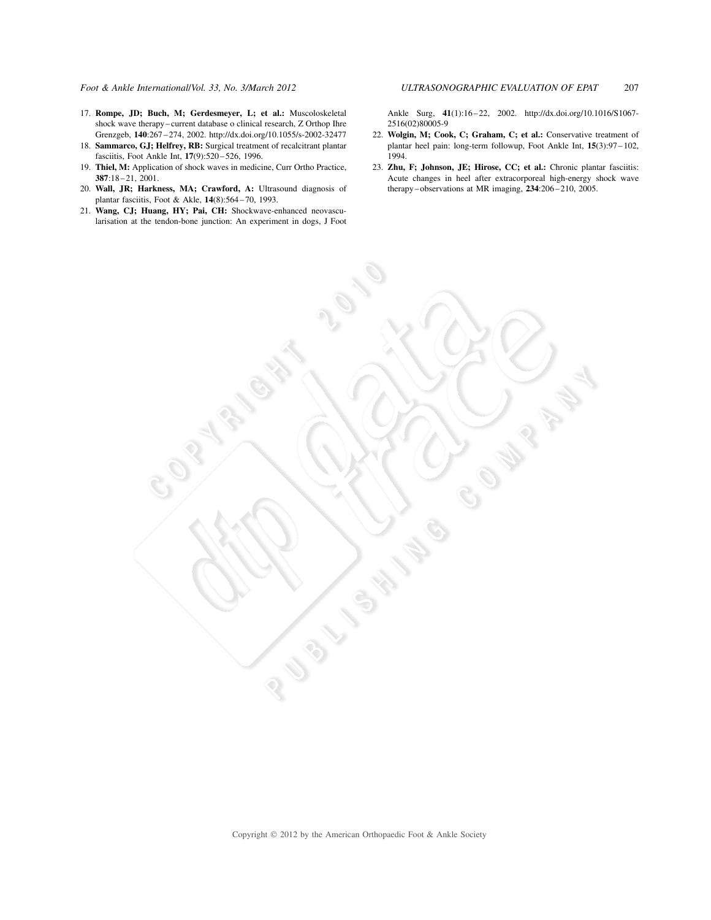17. **Rompe, JD; Buch, M; Gerdesmeyer, L; et al.:** Muscoloskeletal shock wave therapy – current database o clinical research, Z Orthop Ihre Grenzgeb, **140**:267 – 274, 2002. http://dx.doi.org/10.1055/s-2002-32477
18. **Sammarco, GJ; Helfrey, RB:** Surgical treatment of recalcitrant plantar fasciitis, Foot Ankle Int, **17**(9):520 – 526, 1996.
19. **Thiel, M:** Application of shock waves in medicine, Curr Ortho Practice, **387**:18 – 21, 2001.
20. **Wall, JR; Harkness, MA; Crawford, A:** Ultrasound diagnosis of plantar fasciitis, Foot & Akle, **14**(8):564 – 70, 1993.
21. **Wang, CJ; Huang, HY; Pai, CH:** Shockwave-enhanced neovascularisation at the tendon-bone junction: An experiment in dogs, J Foot Ankle Surg, **41**(1):16 – 22, 2002. http://dx.doi.org/10.1016/S1067-2516(02)80005-9
22. **Wolgin, M; Cook, C; Graham, C; et al.:** Conservative treatment of plantar heel pain: long-term followup, Foot Ankle Int, **15**(3):97 – 102, 1994.
23. **Zhu, F; Johnson, JE; Hirose, CC; et al.:** Chronic plantar fasciitis: Acute changes in heel after extracorporeal high-energy shock wave therapy – observations at MR imaging, **234**:206 – 210, 2005.

Copyright © 2012 by the American Orthopaedic Foot & Ankle Society